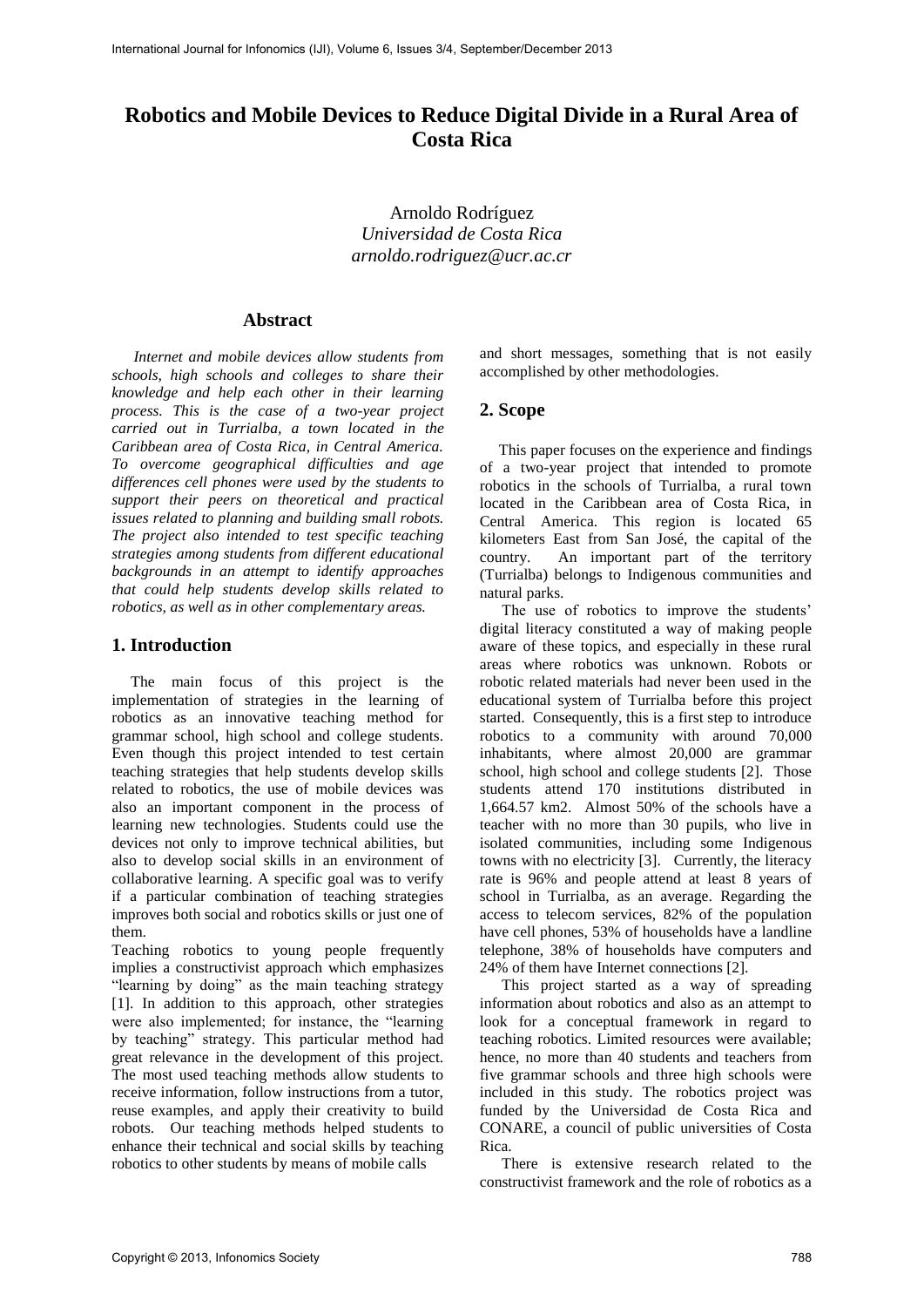# Robotics and Mobile Devices to Reduce Digital Divide in a Rural Area of Costa Rica

Arnoldo Rodríguez
*Universidad de Costa Rica*
*arnoldo.rodriguez@ucr.ac.cr*

## Abstract

*Internet and mobile devices allow students from schools, high schools and colleges to share their knowledge and help each other in their learning process. This is the case of a two-year project carried out in Turrialba, a town located in the Caribbean area of Costa Rica, in Central America. To overcome geographical difficulties and age differences cell phones were used by the students to support their peers on theoretical and practical issues related to planning and building small robots. The project also intended to test specific teaching strategies among students from different educational backgrounds in an attempt to identify approaches that could help students develop skills related to robotics, as well as in other complementary areas.*

## 1. Introduction

The main focus of this project is the implementation of strategies in the learning of robotics as an innovative teaching method for grammar school, high school and college students. Even though this project intended to test certain teaching strategies that help students develop skills related to robotics, the use of mobile devices was also an important component in the process of learning new technologies. Students could use the devices not only to improve technical abilities, but also to develop social skills in an environment of collaborative learning. A specific goal was to verify if a particular combination of teaching strategies improves both social and robotics skills or just one of them.

Teaching robotics to young people frequently implies a constructivist approach which emphasizes "learning by doing" as the main teaching strategy [1]. In addition to this approach, other strategies were also implemented; for instance, the "learning by teaching" strategy. This particular method had great relevance in the development of this project. The most used teaching methods allow students to receive information, follow instructions from a tutor, reuse examples, and apply their creativity to build robots. Our teaching methods helped students to enhance their technical and social skills by teaching robotics to other students by means of mobile calls and short messages, something that is not easily accomplished by other methodologies.

## 2. Scope

This paper focuses on the experience and findings of a two-year project that intended to promote robotics in the schools of Turrialba, a rural town located in the Caribbean area of Costa Rica, in Central America. This region is located 65 kilometers East from San José, the capital of the country. An important part of the territory (Turrialba) belongs to Indigenous communities and natural parks.

The use of robotics to improve the students' digital literacy constituted a way of making people aware of these topics, and especially in these rural areas where robotics was unknown. Robots or robotic related materials had never been used in the educational system of Turrialba before this project started. Consequently, this is a first step to introduce robotics to a community with around 70,000 inhabitants, where almost 20,000 are grammar school, high school and college students [2]. Those students attend 170 institutions distributed in 1,664.57 km2. Almost 50% of the schools have a teacher with no more than 30 pupils, who live in isolated communities, including some Indigenous towns with no electricity [3]. Currently, the literacy rate is 96% and people attend at least 8 years of school in Turrialba, as an average. Regarding the access to telecom services, 82% of the population have cell phones, 53% of households have a landline telephone, 38% of households have computers and 24% of them have Internet connections [2].

This project started as a way of spreading information about robotics and also as an attempt to look for a conceptual framework in regard to teaching robotics. Limited resources were available; hence, no more than 40 students and teachers from five grammar schools and three high schools were included in this study. The robotics project was funded by the Universidad de Costa Rica and CONARE, a council of public universities of Costa Rica.

There is extensive research related to the constructivist framework and the role of robotics as a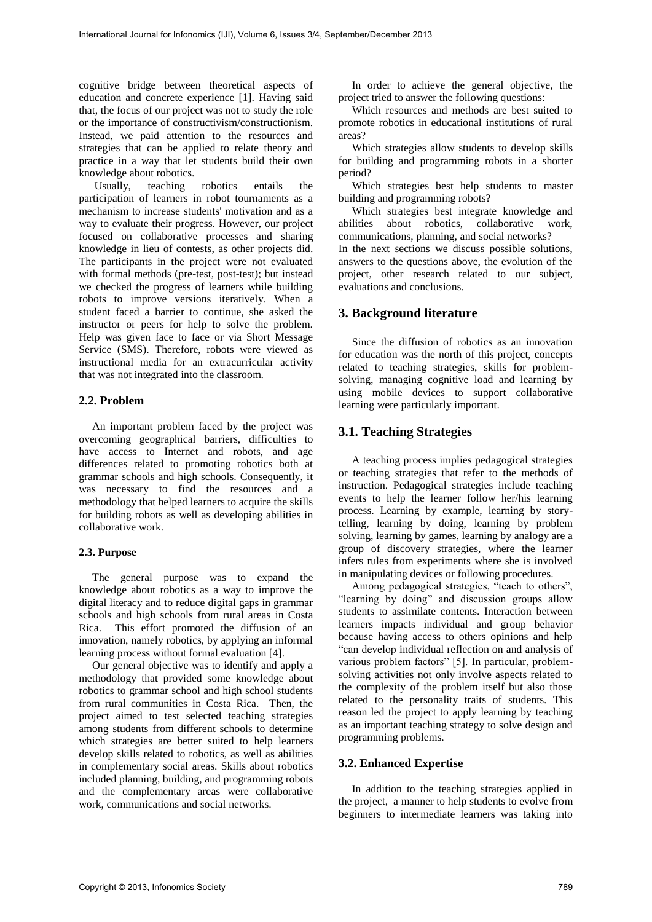cognitive bridge between theoretical aspects of education and concrete experience [1]. Having said that, the focus of our project was not to study the role or the importance of constructivism/constructionism. Instead, we paid attention to the resources and strategies that can be applied to relate theory and practice in a way that let students build their own knowledge about robotics.

Usually, teaching robotics entails the participation of learners in robot tournaments as a mechanism to increase students' motivation and as a way to evaluate their progress. However, our project focused on collaborative processes and sharing knowledge in lieu of contests, as other projects did. The participants in the project were not evaluated with formal methods (pre-test, post-test); but instead we checked the progress of learners while building robots to improve versions iteratively. When a student faced a barrier to continue, she asked the instructor or peers for help to solve the problem. Help was given face to face or via Short Message Service (SMS). Therefore, robots were viewed as instructional media for an extracurricular activity that was not integrated into the classroom.

## 2.2. Problem

An important problem faced by the project was overcoming geographical barriers, difficulties to have access to Internet and robots, and age differences related to promoting robotics both at grammar schools and high schools. Consequently, it was necessary to find the resources and a methodology that helped learners to acquire the skills for building robots as well as developing abilities in collaborative work.

### 2.3. Purpose

The general purpose was to expand the knowledge about robotics as a way to improve the digital literacy and to reduce digital gaps in grammar schools and high schools from rural areas in Costa Rica. This effort promoted the diffusion of an innovation, namely robotics, by applying an informal learning process without formal evaluation [4].

Our general objective was to identify and apply a methodology that provided some knowledge about robotics to grammar school and high school students from rural communities in Costa Rica. Then, the project aimed to test selected teaching strategies among students from different schools to determine which strategies are better suited to help learners develop skills related to robotics, as well as abilities in complementary social areas. Skills about robotics included planning, building, and programming robots and the complementary areas were collaborative work, communications and social networks.

In order to achieve the general objective, the project tried to answer the following questions:

Which resources and methods are best suited to promote robotics in educational institutions of rural areas?

Which strategies allow students to develop skills for building and programming robots in a shorter period?

Which strategies best help students to master building and programming robots?

Which strategies best integrate knowledge and abilities about robotics, collaborative work, communications, planning, and social networks?

In the next sections we discuss possible solutions, answers to the questions above, the evolution of the project, other research related to our subject, evaluations and conclusions.

## 3. Background literature

Since the diffusion of robotics as an innovation for education was the north of this project, concepts related to teaching strategies, skills for problem-solving, managing cognitive load and learning by using mobile devices to support collaborative learning were particularly important.

## 3.1. Teaching Strategies

A teaching process implies pedagogical strategies or teaching strategies that refer to the methods of instruction. Pedagogical strategies include teaching events to help the learner follow her/his learning process. Learning by example, learning by story-telling, learning by doing, learning by problem solving, learning by games, learning by analogy are a group of discovery strategies, where the learner infers rules from experiments where she is involved in manipulating devices or following procedures.

Among pedagogical strategies, "teach to others", "learning by doing" and discussion groups allow students to assimilate contents. Interaction between learners impacts individual and group behavior because having access to others opinions and help "can develop individual reflection on and analysis of various problem factors" [5]. In particular, problem-solving activities not only involve aspects related to the complexity of the problem itself but also those related to the personality traits of students. This reason led the project to apply learning by teaching as an important teaching strategy to solve design and programming problems.

### 3.2. Enhanced Expertise

In addition to the teaching strategies applied in the project, a manner to help students to evolve from beginners to intermediate learners was taking into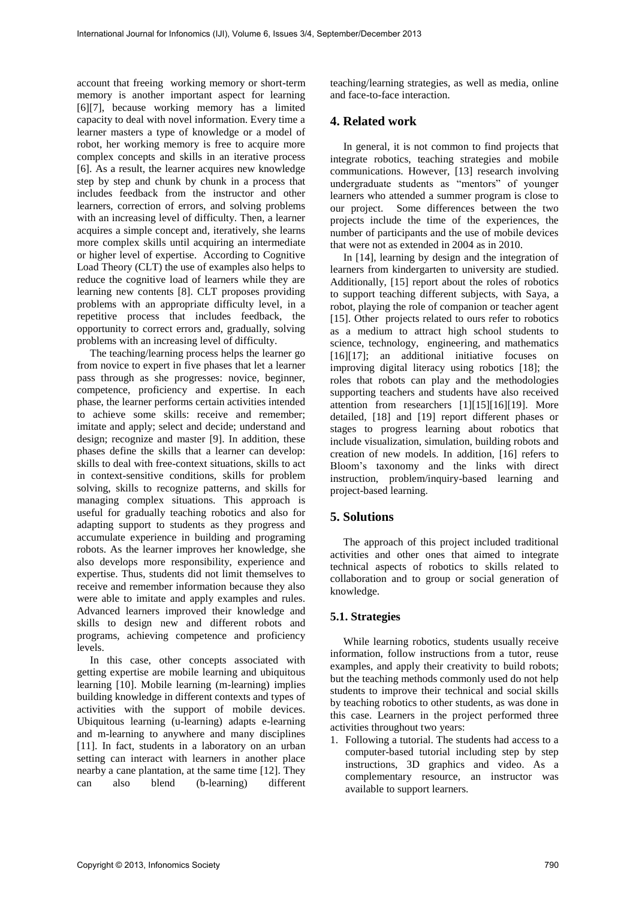account that freeing working memory or short-term memory is another important aspect for learning [6][7], because working memory has a limited capacity to deal with novel information. Every time a learner masters a type of knowledge or a model of robot, her working memory is free to acquire more complex concepts and skills in an iterative process [6]. As a result, the learner acquires new knowledge step by step and chunk by chunk in a process that includes feedback from the instructor and other learners, correction of errors, and solving problems with an increasing level of difficulty. Then, a learner acquires a simple concept and, iteratively, she learns more complex skills until acquiring an intermediate or higher level of expertise. According to Cognitive Load Theory (CLT) the use of examples also helps to reduce the cognitive load of learners while they are learning new contents [8]. CLT proposes providing problems with an appropriate difficulty level, in a repetitive process that includes feedback, the opportunity to correct errors and, gradually, solving problems with an increasing level of difficulty.

The teaching/learning process helps the learner go from novice to expert in five phases that let a learner pass through as she progresses: novice, beginner, competence, proficiency and expertise. In each phase, the learner performs certain activities intended to achieve some skills: receive and remember; imitate and apply; select and decide; understand and design; recognize and master [9]. In addition, these phases define the skills that a learner can develop: skills to deal with free-context situations, skills to act in context-sensitive conditions, skills for problem solving, skills to recognize patterns, and skills for managing complex situations. This approach is useful for gradually teaching robotics and also for adapting support to students as they progress and accumulate experience in building and programing robots. As the learner improves her knowledge, she also develops more responsibility, experience and expertise. Thus, students did not limit themselves to receive and remember information because they also were able to imitate and apply examples and rules. Advanced learners improved their knowledge and skills to design new and different robots and programs, achieving competence and proficiency levels.

In this case, other concepts associated with getting expertise are mobile learning and ubiquitous learning [10]. Mobile learning (m-learning) implies building knowledge in different contexts and types of activities with the support of mobile devices. Ubiquitous learning (u-learning) adapts e-learning and m-learning to anywhere and many disciplines [11]. In fact, students in a laboratory on an urban setting can interact with learners in another place nearby a cane plantation, at the same time [12]. They can also blend (b-learning) different teaching/learning strategies, as well as media, online and face-to-face interaction.

## 4. Related work

In general, it is not common to find projects that integrate robotics, teaching strategies and mobile communications. However, [13] research involving undergraduate students as "mentors" of younger learners who attended a summer program is close to our project. Some differences between the two projects include the time of the experiences, the number of participants and the use of mobile devices that were not as extended in 2004 as in 2010.

In [14], learning by design and the integration of learners from kindergarten to university are studied. Additionally, [15] report about the roles of robotics to support teaching different subjects, with Saya, a robot, playing the role of companion or teacher agent [15]. Other projects related to ours refer to robotics as a medium to attract high school students to science, technology, engineering, and mathematics [16][17]; an additional initiative focuses on improving digital literacy using robotics [18]; the roles that robots can play and the methodologies supporting teachers and students have also received attention from researchers [1][15][16][19]. More detailed, [18] and [19] report different phases or stages to progress learning about robotics that include visualization, simulation, building robots and creation of new models. In addition, [16] refers to Bloom's taxonomy and the links with direct instruction, problem/inquiry-based learning and project-based learning.

## 5. Solutions

The approach of this project included traditional activities and other ones that aimed to integrate technical aspects of robotics to skills related to collaboration and to group or social generation of knowledge.

### 5.1. Strategies

While learning robotics, students usually receive information, follow instructions from a tutor, reuse examples, and apply their creativity to build robots; but the teaching methods commonly used do not help students to improve their technical and social skills by teaching robotics to other students, as was done in this case. Learners in the project performed three activities throughout two years:

1. Following a tutorial. The students had access to a computer-based tutorial including step by step instructions, 3D graphics and video. As a complementary resource, an instructor was available to support learners.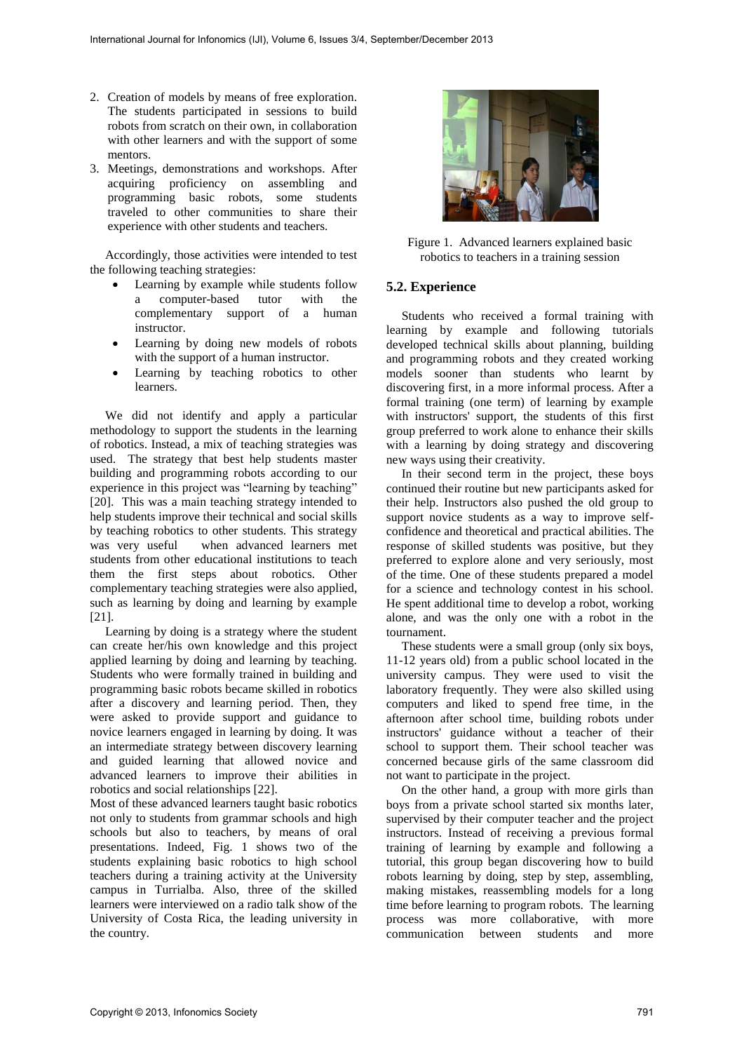2. Creation of models by means of free exploration. The students participated in sessions to build robots from scratch on their own, in collaboration with other learners and with the support of some mentors.
3. Meetings, demonstrations and workshops. After acquiring proficiency on assembling and programming basic robots, some students traveled to other communities to share their experience with other students and teachers.

Accordingly, those activities were intended to test the following teaching strategies:

- Learning by example while students follow a computer-based tutor with the complementary support of a human instructor.
- Learning by doing new models of robots with the support of a human instructor.
- Learning by teaching robotics to other learners.

We did not identify and apply a particular methodology to support the students in the learning of robotics. Instead, a mix of teaching strategies was used. The strategy that best help students master building and programming robots according to our experience in this project was "learning by teaching" [20]. This was a main teaching strategy intended to help students improve their technical and social skills by teaching robotics to other students. This strategy was very useful when advanced learners met students from other educational institutions to teach them the first steps about robotics. Other complementary teaching strategies were also applied, such as learning by doing and learning by example [21].

Learning by doing is a strategy where the student can create her/his own knowledge and this project applied learning by doing and learning by teaching. Students who were formally trained in building and programming basic robots became skilled in robotics after a discovery and learning period. Then, they were asked to provide support and guidance to novice learners engaged in learning by doing. It was an intermediate strategy between discovery learning and guided learning that allowed novice and advanced learners to improve their abilities in robotics and social relationships [22].

Most of these advanced learners taught basic robotics not only to students from grammar schools and high schools but also to teachers, by means of oral presentations. Indeed, Fig. 1 shows two of the students explaining basic robotics to high school teachers during a training activity at the University campus in Turrialba. Also, three of the skilled learners were interviewed on a radio talk show of the University of Costa Rica, the leading university in the country.

Figure 1. Advanced learners explained basic robotics to teachers in a training session

### 5.2. Experience

Students who received a formal training with learning by example and following tutorials developed technical skills about planning, building and programming robots and they created working models sooner than students who learnt by discovering first, in a more informal process. After a formal training (one term) of learning by example with instructors' support, the students of this first group preferred to work alone to enhance their skills with a learning by doing strategy and discovering new ways using their creativity.

In their second term in the project, these boys continued their routine but new participants asked for their help. Instructors also pushed the old group to support novice students as a way to improve self-confidence and theoretical and practical abilities. The response of skilled students was positive, but they preferred to explore alone and very seriously, most of the time. One of these students prepared a model for a science and technology contest in his school. He spent additional time to develop a robot, working alone, and was the only one with a robot in the tournament.

These students were a small group (only six boys, 11-12 years old) from a public school located in the university campus. They were used to visit the laboratory frequently. They were also skilled using computers and liked to spend free time, in the afternoon after school time, building robots under instructors' guidance without a teacher of their school to support them. Their school teacher was concerned because girls of the same classroom did not want to participate in the project.

On the other hand, a group with more girls than boys from a private school started six months later, supervised by their computer teacher and the project instructors. Instead of receiving a previous formal training of learning by example and following a tutorial, this group began discovering how to build robots learning by doing, step by step, assembling, making mistakes, reassembling models for a long time before learning to program robots. The learning process was more collaborative, with more communication between students and more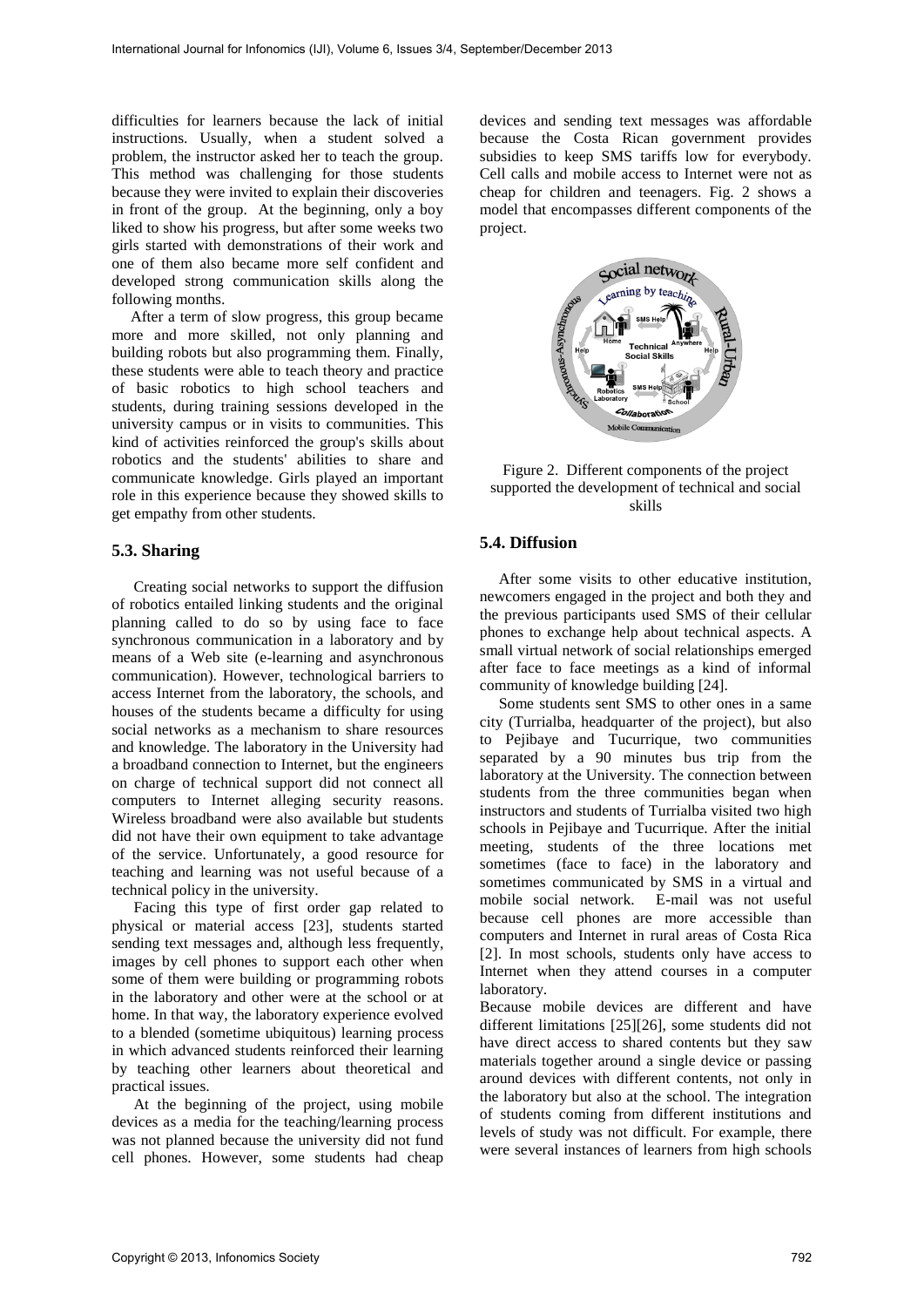difficulties for learners because the lack of initial instructions. Usually, when a student solved a problem, the instructor asked her to teach the group. This method was challenging for those students because they were invited to explain their discoveries in front of the group. At the beginning, only a boy liked to show his progress, but after some weeks two girls started with demonstrations of their work and one of them also became more self confident and developed strong communication skills along the following months.

After a term of slow progress, this group became more and more skilled, not only planning and building robots but also programming them. Finally, these students were able to teach theory and practice of basic robotics to high school teachers and students, during training sessions developed in the university campus or in visits to communities. This kind of activities reinforced the group's skills about robotics and the students' abilities to share and communicate knowledge. Girls played an important role in this experience because they showed skills to get empathy from other students.

### 5.3. Sharing

Creating social networks to support the diffusion of robotics entailed linking students and the original planning called to do so by using face to face synchronous communication in a laboratory and by means of a Web site (e-learning and asynchronous communication). However, technological barriers to access Internet from the laboratory, the schools, and houses of the students became a difficulty for using social networks as a mechanism to share resources and knowledge. The laboratory in the University had a broadband connection to Internet, but the engineers on charge of technical support did not connect all computers to Internet alleging security reasons. Wireless broadband were also available but students did not have their own equipment to take advantage of the service. Unfortunately, a good resource for teaching and learning was not useful because of a technical policy in the university.

Facing this type of first order gap related to physical or material access [23], students started sending text messages and, although less frequently, images by cell phones to support each other when some of them were building or programming robots in the laboratory and other were at the school or at home. In that way, the laboratory experience evolved to a blended (sometime ubiquitous) learning process in which advanced students reinforced their learning by teaching other learners about theoretical and practical issues.

At the beginning of the project, using mobile devices as a media for the teaching/learning process was not planned because the university did not fund cell phones. However, some students had cheap devices and sending text messages was affordable because the Costa Rican government provides subsidies to keep SMS tariffs low for everybody. Cell calls and mobile access to Internet were not as cheap for children and teenagers. Fig. 2 shows a model that encompasses different components of the project.

Figure 2. Different components of the project supported the development of technical and social skills

### 5.4. Diffusion

After some visits to other educative institution, newcomers engaged in the project and both they and the previous participants used SMS of their cellular phones to exchange help about technical aspects. A small virtual network of social relationships emerged after face to face meetings as a kind of informal community of knowledge building [24].

Some students sent SMS to other ones in a same city (Turrialba, headquarter of the project), but also to Pejibaye and Tucurrique, two communities separated by a 90 minutes bus trip from the laboratory at the University. The connection between students from the three communities began when instructors and students of Turrialba visited two high schools in Pejibaye and Tucurrique. After the initial meeting, students of the three locations met sometimes (face to face) in the laboratory and sometimes communicated by SMS in a virtual and mobile social network. E-mail was not useful because cell phones are more accessible than computers and Internet in rural areas of Costa Rica [2]. In most schools, students only have access to Internet when they attend courses in a computer laboratory.

Because mobile devices are different and have different limitations [25][26], some students did not have direct access to shared contents but they saw materials together around a single device or passing around devices with different contents, not only in the laboratory but also at the school. The integration of students coming from different institutions and levels of study was not difficult. For example, there were several instances of learners from high schools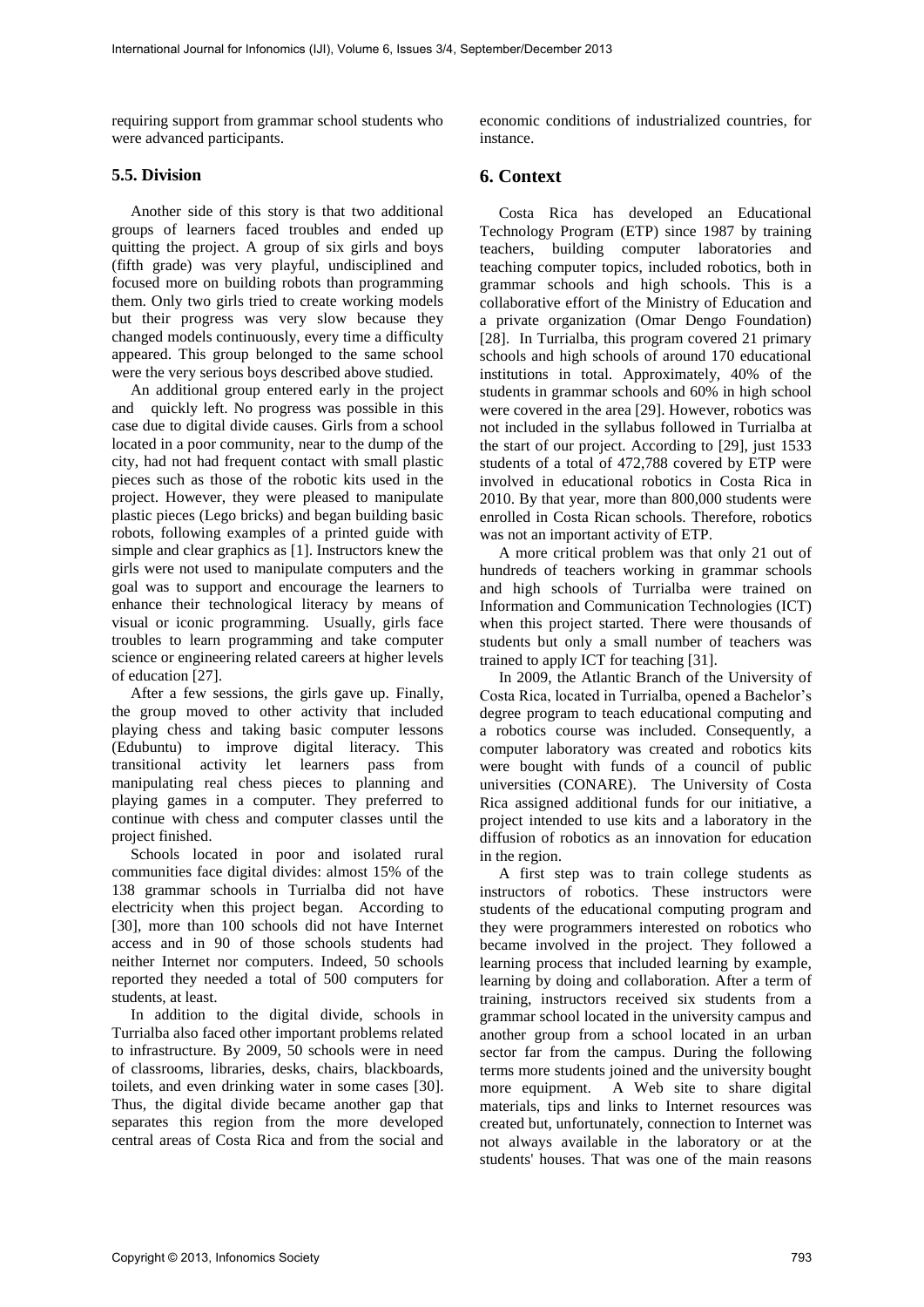requiring support from grammar school students who were advanced participants.

### 5.5. Division

Another side of this story is that two additional groups of learners faced troubles and ended up quitting the project. A group of six girls and boys (fifth grade) was very playful, undisciplined and focused more on building robots than programming them. Only two girls tried to create working models but their progress was very slow because they changed models continuously, every time a difficulty appeared. This group belonged to the same school were the very serious boys described above studied.

An additional group entered early in the project and quickly left. No progress was possible in this case due to digital divide causes. Girls from a school located in a poor community, near to the dump of the city, had not had frequent contact with small plastic pieces such as those of the robotic kits used in the project. However, they were pleased to manipulate plastic pieces (Lego bricks) and began building basic robots, following examples of a printed guide with simple and clear graphics as [1]. Instructors knew the girls were not used to manipulate computers and the goal was to support and encourage the learners to enhance their technological literacy by means of visual or iconic programming. Usually, girls face troubles to learn programming and take computer science or engineering related careers at higher levels of education [27].

After a few sessions, the girls gave up. Finally, the group moved to other activity that included playing chess and taking basic computer lessons (Edubuntu) to improve digital literacy. This transitional activity let learners pass from manipulating real chess pieces to planning and playing games in a computer. They preferred to continue with chess and computer classes until the project finished.

Schools located in poor and isolated rural communities face digital divides: almost 15% of the 138 grammar schools in Turrialba did not have electricity when this project began. According to [30], more than 100 schools did not have Internet access and in 90 of those schools students had neither Internet nor computers. Indeed, 50 schools reported they needed a total of 500 computers for students, at least.

In addition to the digital divide, schools in Turrialba also faced other important problems related to infrastructure. By 2009, 50 schools were in need of classrooms, libraries, desks, chairs, blackboards, toilets, and even drinking water in some cases [30]. Thus, the digital divide became another gap that separates this region from the more developed central areas of Costa Rica and from the social and economic conditions of industrialized countries, for instance.

## 6. Context

Costa Rica has developed an Educational Technology Program (ETP) since 1987 by training teachers, building computer laboratories and teaching computer topics, included robotics, both in grammar schools and high schools. This is a collaborative effort of the Ministry of Education and a private organization (Omar Dengo Foundation) [28]. In Turrialba, this program covered 21 primary schools and high schools of around 170 educational institutions in total. Approximately, 40% of the students in grammar schools and 60% in high school were covered in the area [29]. However, robotics was not included in the syllabus followed in Turrialba at the start of our project. According to [29], just 1533 students of a total of 472,788 covered by ETP were involved in educational robotics in Costa Rica in 2010. By that year, more than 800,000 students were enrolled in Costa Rican schools. Therefore, robotics was not an important activity of ETP.

A more critical problem was that only 21 out of hundreds of teachers working in grammar schools and high schools of Turrialba were trained on Information and Communication Technologies (ICT) when this project started. There were thousands of students but only a small number of teachers was trained to apply ICT for teaching [31].

In 2009, the Atlantic Branch of the University of Costa Rica, located in Turrialba, opened a Bachelor's degree program to teach educational computing and a robotics course was included. Consequently, a computer laboratory was created and robotics kits were bought with funds of a council of public universities (CONARE). The University of Costa Rica assigned additional funds for our initiative, a project intended to use kits and a laboratory in the diffusion of robotics as an innovation for education in the region.

A first step was to train college students as instructors of robotics. These instructors were students of the educational computing program and they were programmers interested on robotics who became involved in the project. They followed a learning process that included learning by example, learning by doing and collaboration. After a term of training, instructors received six students from a grammar school located in the university campus and another group from a school located in an urban sector far from the campus. During the following terms more students joined and the university bought more equipment. A Web site to share digital materials, tips and links to Internet resources was created but, unfortunately, connection to Internet was not always available in the laboratory or at the students' houses. That was one of the main reasons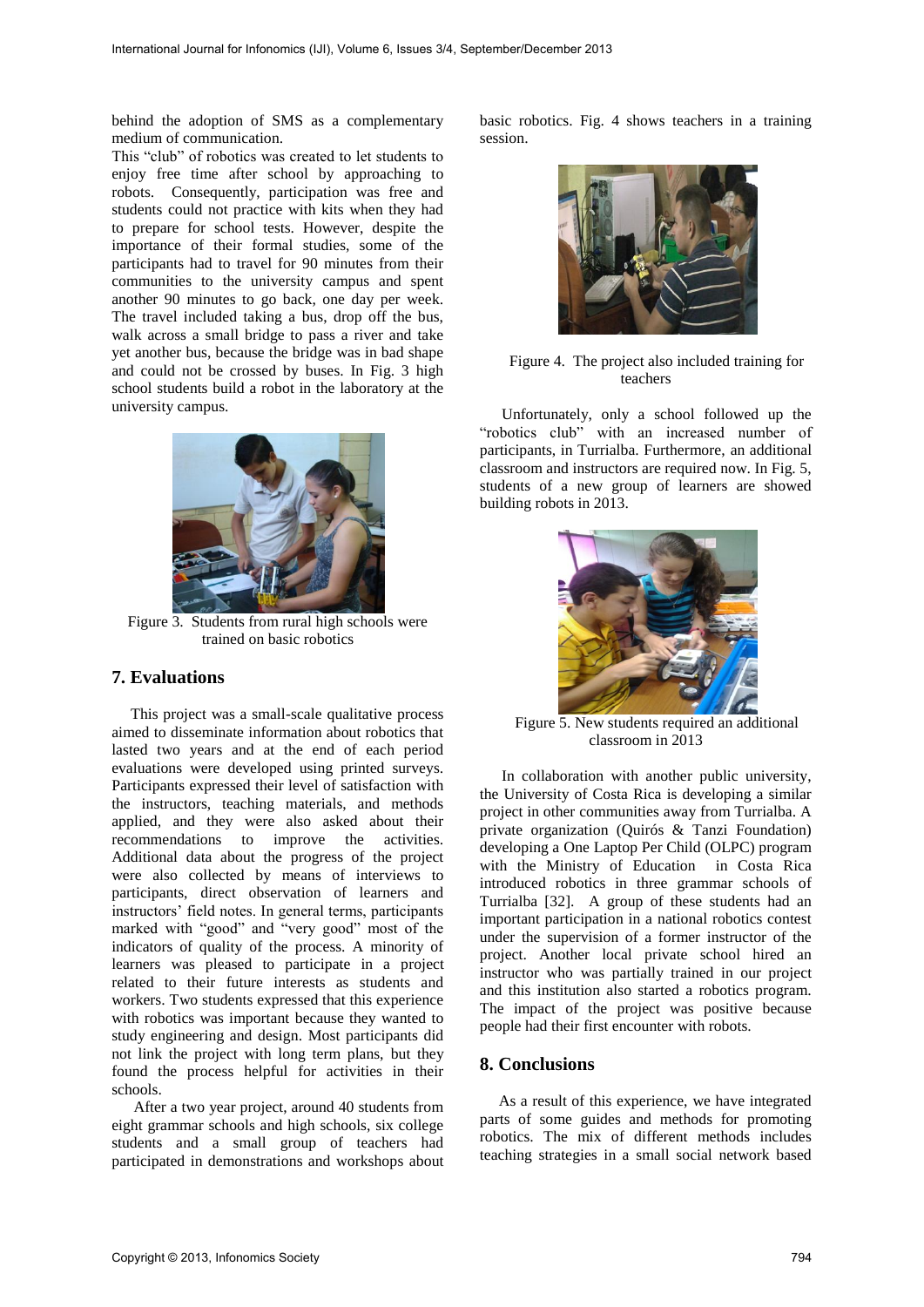behind the adoption of SMS as a complementary medium of communication.

This "club" of robotics was created to let students to enjoy free time after school by approaching to robots. Consequently, participation was free and students could not practice with kits when they had to prepare for school tests. However, despite the importance of their formal studies, some of the participants had to travel for 90 minutes from their communities to the university campus and spent another 90 minutes to go back, one day per week. The travel included taking a bus, drop off the bus, walk across a small bridge to pass a river and take yet another bus, because the bridge was in bad shape and could not be crossed by buses. In Fig. 3 high school students build a robot in the laboratory at the university campus.

Figure 3. Students from rural high schools were trained on basic robotics

## 7. Evaluations

This project was a small-scale qualitative process aimed to disseminate information about robotics that lasted two years and at the end of each period evaluations were developed using printed surveys. Participants expressed their level of satisfaction with the instructors, teaching materials, and methods applied, and they were also asked about their recommendations to improve the activities. Additional data about the progress of the project were also collected by means of interviews to participants, direct observation of learners and instructors' field notes. In general terms, participants marked with "good" and "very good" most of the indicators of quality of the process. A minority of learners was pleased to participate in a project related to their future interests as students and workers. Two students expressed that this experience with robotics was important because they wanted to study engineering and design. Most participants did not link the project with long term plans, but they found the process helpful for activities in their schools.

After a two year project, around 40 students from eight grammar schools and high schools, six college students and a small group of teachers had participated in demonstrations and workshops about basic robotics. Fig. 4 shows teachers in a training session.

Figure 4. The project also included training for teachers

Unfortunately, only a school followed up the "robotics club" with an increased number of participants, in Turrialba. Furthermore, an additional classroom and instructors are required now. In Fig. 5, students of a new group of learners are showed building robots in 2013.

Figure 5. New students required an additional classroom in 2013

In collaboration with another public university, the University of Costa Rica is developing a similar project in other communities away from Turrialba. A private organization (Quirós & Tanzi Foundation) developing a One Laptop Per Child (OLPC) program with the Ministry of Education in Costa Rica introduced robotics in three grammar schools of Turrialba [32]. A group of these students had an important participation in a national robotics contest under the supervision of a former instructor of the project. Another local private school hired an instructor who was partially trained in our project and this institution also started a robotics program. The impact of the project was positive because people had their first encounter with robots.

## 8. Conclusions

As a result of this experience, we have integrated parts of some guides and methods for promoting robotics. The mix of different methods includes teaching strategies in a small social network based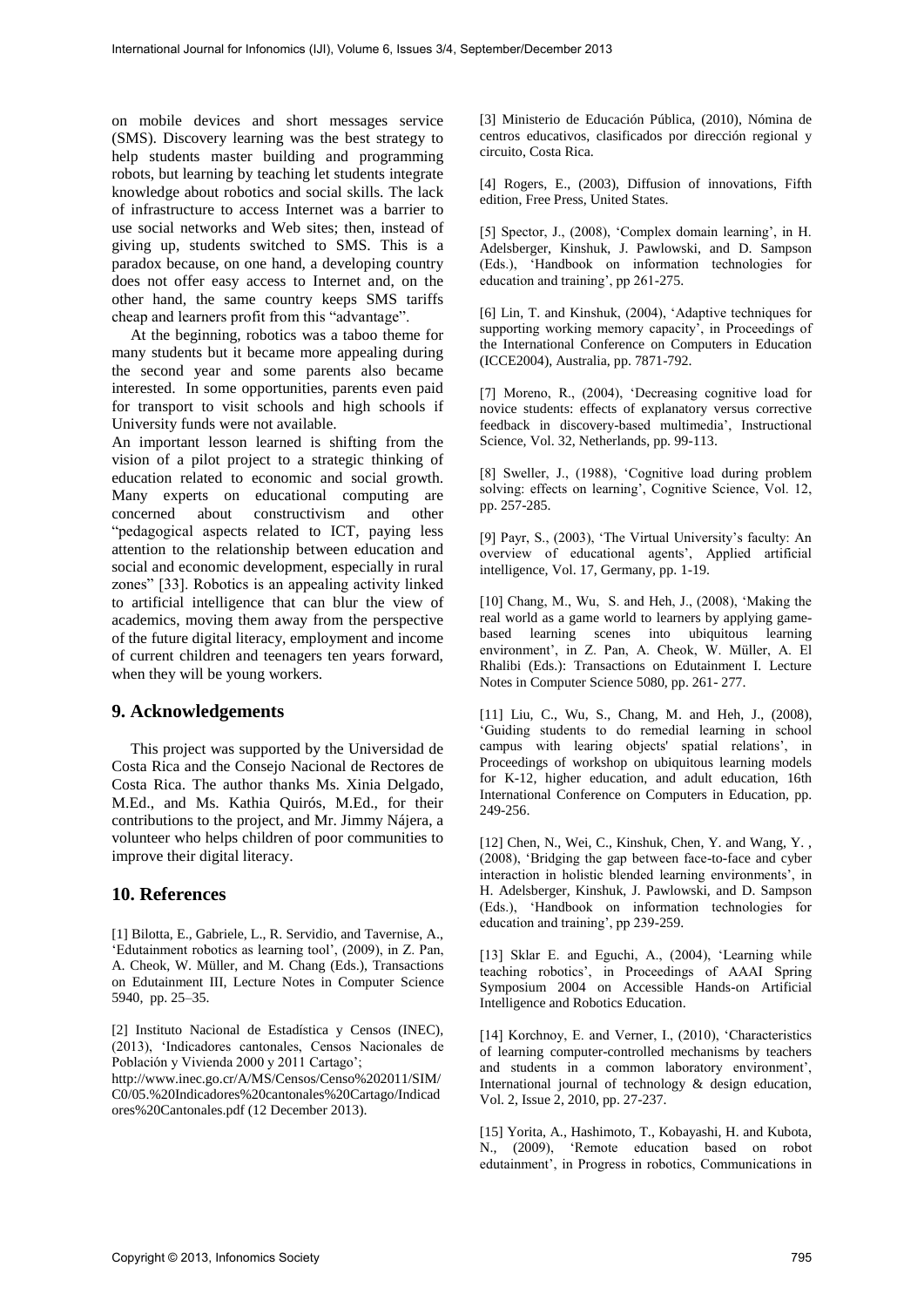on mobile devices and short messages service (SMS). Discovery learning was the best strategy to help students master building and programming robots, but learning by teaching let students integrate knowledge about robotics and social skills. The lack of infrastructure to access Internet was a barrier to use social networks and Web sites; then, instead of giving up, students switched to SMS. This is a paradox because, on one hand, a developing country does not offer easy access to Internet and, on the other hand, the same country keeps SMS tariffs cheap and learners profit from this "advantage".

At the beginning, robotics was a taboo theme for many students but it became more appealing during the second year and some parents also became interested. In some opportunities, parents even paid for transport to visit schools and high schools if University funds were not available.

An important lesson learned is shifting from the vision of a pilot project to a strategic thinking of education related to economic and social growth. Many experts on educational computing are concerned about constructivism and other "pedagogical aspects related to ICT, paying less attention to the relationship between education and social and economic development, especially in rural zones" [33]. Robotics is an appealing activity linked to artificial intelligence that can blur the view of academics, moving them away from the perspective of the future digital literacy, employment and income of current children and teenagers ten years forward, when they will be young workers.

## 9. Acknowledgements

This project was supported by the Universidad de Costa Rica and the Consejo Nacional de Rectores de Costa Rica. The author thanks Ms. Xinia Delgado, M.Ed., and Ms. Kathia Quirós, M.Ed., for their contributions to the project, and Mr. Jimmy Nájera, a volunteer who helps children of poor communities to improve their digital literacy.

## 10. References

[1] Bilotta, E., Gabriele, L., R. Servidio, and Tavernise, A., 'Edutainment robotics as learning tool', (2009), in Z. Pan, A. Cheok, W. Müller, and M. Chang (Eds.), Transactions on Edutainment III, Lecture Notes in Computer Science 5940, pp. 25–35.

[2] Instituto Nacional de Estadística y Censos (INEC), (2013), 'Indicadores cantonales, Censos Nacionales de Población y Vivienda 2000 y 2011 Cartago'; http://www.inec.go.cr/A/MS/Censos/Censo%202011/SIM/C0/05.%20Indicadores%20cantonales%20Cartago/Indicadores%20Cantonales.pdf (12 December 2013).

[3] Ministerio de Educación Pública, (2010), Nómina de centros educativos, clasificados por dirección regional y circuito, Costa Rica.

[4] Rogers, E., (2003), Diffusion of innovations, Fifth edition, Free Press, United States.

[5] Spector, J., (2008), 'Complex domain learning', in H. Adelsberger, Kinshuk, J. Pawlowski, and D. Sampson (Eds.), 'Handbook on information technologies for education and training', pp 261-275.

[6] Lin, T. and Kinshuk, (2004), 'Adaptive techniques for supporting working memory capacity', in Proceedings of the International Conference on Computers in Education (ICCE2004), Australia, pp. 7871-792.

[7] Moreno, R., (2004), 'Decreasing cognitive load for novice students: effects of explanatory versus corrective feedback in discovery-based multimedia', Instructional Science, Vol. 32, Netherlands, pp. 99-113.

[8] Sweller, J., (1988), 'Cognitive load during problem solving: effects on learning', Cognitive Science, Vol. 12, pp. 257-285.

[9] Payr, S., (2003), 'The Virtual University's faculty: An overview of educational agents', Applied artificial intelligence, Vol. 17, Germany, pp. 1-19.

[10] Chang, M., Wu, S. and Heh, J., (2008), 'Making the real world as a game world to learners by applying game-based learning scenes into ubiquitous learning environment', in Z. Pan, A. Cheok, W. Müller, A. El Rhalibi (Eds.): Transactions on Edutainment I. Lecture Notes in Computer Science 5080, pp. 261- 277.

[11] Liu, C., Wu, S., Chang, M. and Heh, J., (2008), 'Guiding students to do remedial learning in school campus with learing objects' spatial relations', in Proceedings of workshop on ubiquitous learning models for K-12, higher education, and adult education, 16th International Conference on Computers in Education, pp. 249-256.

[12] Chen, N., Wei, C., Kinshuk, Chen, Y. and Wang, Y. , (2008), 'Bridging the gap between face-to-face and cyber interaction in holistic blended learning environments', in H. Adelsberger, Kinshuk, J. Pawlowski, and D. Sampson (Eds.), 'Handbook on information technologies for education and training', pp 239-259.

[13] Sklar E. and Eguchi, A., (2004), 'Learning while teaching robotics', in Proceedings of AAAI Spring Symposium 2004 on Accessible Hands-on Artificial Intelligence and Robotics Education.

[14] Korchnoy, E. and Verner, I., (2010), 'Characteristics of learning computer-controlled mechanisms by teachers and students in a common laboratory environment', International journal of technology & design education, Vol. 2, Issue 2, 2010, pp. 27-237.

[15] Yorita, A., Hashimoto, T., Kobayashi, H. and Kubota, N., (2009), 'Remote education based on robot edutainment', in Progress in robotics, Communications in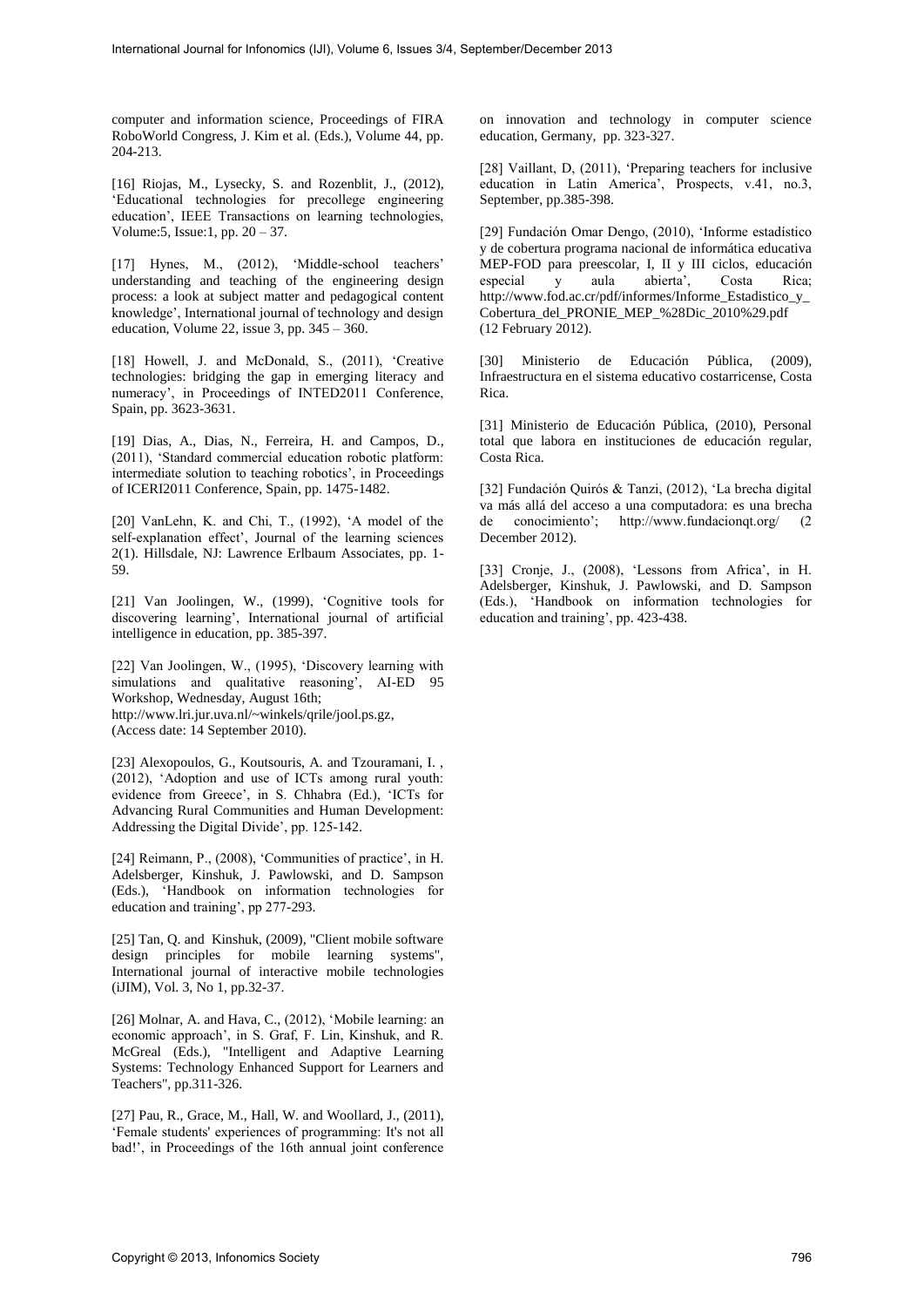computer and information science, Proceedings of FIRA RoboWorld Congress, J. Kim et al. (Eds.), Volume 44, pp. 204-213.

[16] Riojas, M., Lysecky, S. and Rozenblit, J., (2012), 'Educational technologies for precollege engineering education', IEEE Transactions on learning technologies, Volume:5, Issue:1, pp. 20 – 37.

[17] Hynes, M., (2012), 'Middle-school teachers' understanding and teaching of the engineering design process: a look at subject matter and pedagogical content knowledge', International journal of technology and design education, Volume 22, issue 3, pp. 345 – 360.

[18] Howell, J. and McDonald, S., (2011), 'Creative technologies: bridging the gap in emerging literacy and numeracy', in Proceedings of INTED2011 Conference, Spain, pp. 3623-3631.

[19] Dias, A., Dias, N., Ferreira, H. and Campos, D., (2011), 'Standard commercial education robotic platform: intermediate solution to teaching robotics', in Proceedings of ICERI2011 Conference, Spain, pp. 1475-1482.

[20] VanLehn, K. and Chi, T., (1992), 'A model of the self-explanation effect', Journal of the learning sciences 2(1). Hillsdale, NJ: Lawrence Erlbaum Associates, pp. 1-59.

[21] Van Joolingen, W., (1999), 'Cognitive tools for discovering learning', International journal of artificial intelligence in education, pp. 385-397.

[22] Van Joolingen, W., (1995), 'Discovery learning with simulations and qualitative reasoning', AI-ED 95 Workshop, Wednesday, August 16th; http://www.lri.jur.uva.nl/~winkels/qrile/jool.ps.gz, (Access date: 14 September 2010).

[23] Alexopoulos, G., Koutsouris, A. and Tzouramani, I. , (2012), 'Adoption and use of ICTs among rural youth: evidence from Greece', in S. Chhabra (Ed.), 'ICTs for Advancing Rural Communities and Human Development: Addressing the Digital Divide', pp. 125-142.

[24] Reimann, P., (2008), 'Communities of practice', in H. Adelsberger, Kinshuk, J. Pawlowski, and D. Sampson (Eds.), 'Handbook on information technologies for education and training', pp 277-293.

[25] Tan, Q. and Kinshuk, (2009), "Client mobile software design principles for mobile learning systems", International journal of interactive mobile technologies (iJIM), Vol. 3, No 1, pp.32-37.

[26] Molnar, A. and Hava, C., (2012), 'Mobile learning: an economic approach', in S. Graf, F. Lin, Kinshuk, and R. McGreal (Eds.), "Intelligent and Adaptive Learning Systems: Technology Enhanced Support for Learners and Teachers", pp.311-326.

[27] Pau, R., Grace, M., Hall, W. and Woollard, J., (2011), 'Female students' experiences of programming: It's not all bad!', in Proceedings of the 16th annual joint conference on innovation and technology in computer science education, Germany, pp. 323-327.

[28] Vaillant, D, (2011), 'Preparing teachers for inclusive education in Latin America', Prospects, v.41, no.3, September, pp.385-398.

[29] Fundación Omar Dengo, (2010), 'Informe estadístico y de cobertura programa nacional de informática educativa MEP-FOD para preescolar, I, II y III ciclos, educación especial y aula abierta', Costa Rica; http://www.fod.ac.cr/pdf/informes/Informe_Estadistico_y_Cobertura_del_PRONIE_MEP_%28Dic_2010%29.pdf (12 February 2012).

[30] Ministerio de Educación Pública, (2009), Infraestructura en el sistema educativo costarricense, Costa Rica.

[31] Ministerio de Educación Pública, (2010), Personal total que labora en instituciones de educación regular, Costa Rica.

[32] Fundación Quirós & Tanzi, (2012), 'La brecha digital va más allá del acceso a una computadora: es una brecha de conocimiento'; http://www.fundacionqt.org/ (2 December 2012).

[33] Cronje, J., (2008), 'Lessons from Africa', in H. Adelsberger, Kinshuk, J. Pawlowski, and D. Sampson (Eds.), 'Handbook on information technologies for education and training', pp. 423-438.